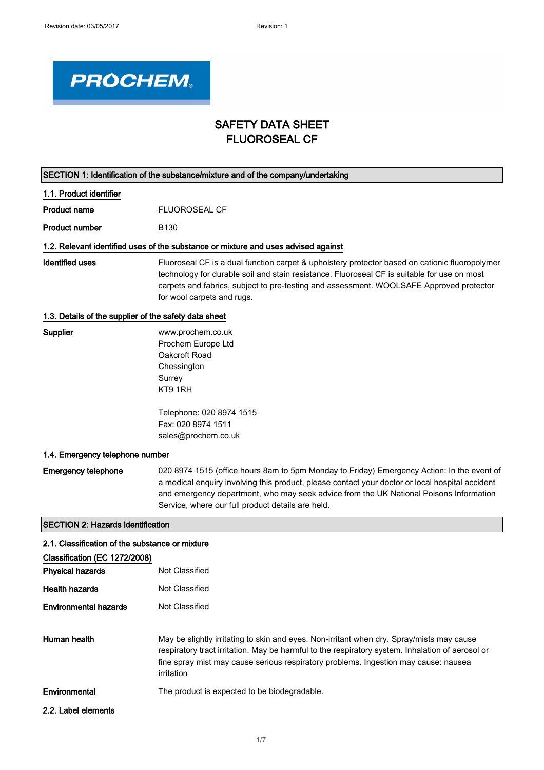# SAFETY DATA SHEET
# FLUOROSEAL CF

## SECTION 1: Identification of the substance/mixture and of the company/undertaking

### 1.1. Product identifier

**Product name** FLUOROSEAL CF

**Product number** B130

### 1.2. Relevant identified uses of the substance or mixture and uses advised against

**Identified uses** Fluoroseal CF is a dual function carpet & upholstery protector based on cationic fluoropolymer technology for durable soil and stain resistance. Fluoroseal CF is suitable for use on most carpets and fabrics, subject to pre-testing and assessment. WOOLSAFE Approved protector for wool carpets and rugs.

### 1.3. Details of the supplier of the safety data sheet

**Supplier**
www.prochem.co.uk
Prochem Europe Ltd
Oakcroft Road
Chessington
Surrey
KT9 1RH

Telephone: 020 8974 1515
Fax: 020 8974 1511
sales@prochem.co.uk

### 1.4. Emergency telephone number

**Emergency telephone** 020 8974 1515 (office hours 8am to 5pm Monday to Friday) Emergency Action: In the event of a medical enquiry involving this product, please contact your doctor or local hospital accident and emergency department, who may seek advice from the UK National Poisons Information Service, where our full product details are held.

## SECTION 2: Hazards identification

### 2.1. Classification of the substance or mixture

**Classification (EC 1272/2008)**

**Physical hazards** Not Classified

**Health hazards** Not Classified

**Environmental hazards** Not Classified

**Human health** May be slightly irritating to skin and eyes. Non-irritant when dry. Spray/mists may cause respiratory tract irritation. May be harmful to the respiratory system. Inhalation of aerosol or fine spray mist may cause serious respiratory problems. Ingestion may cause: nausea irritation

**Environmental** The product is expected to be biodegradable.

### 2.2. Label elements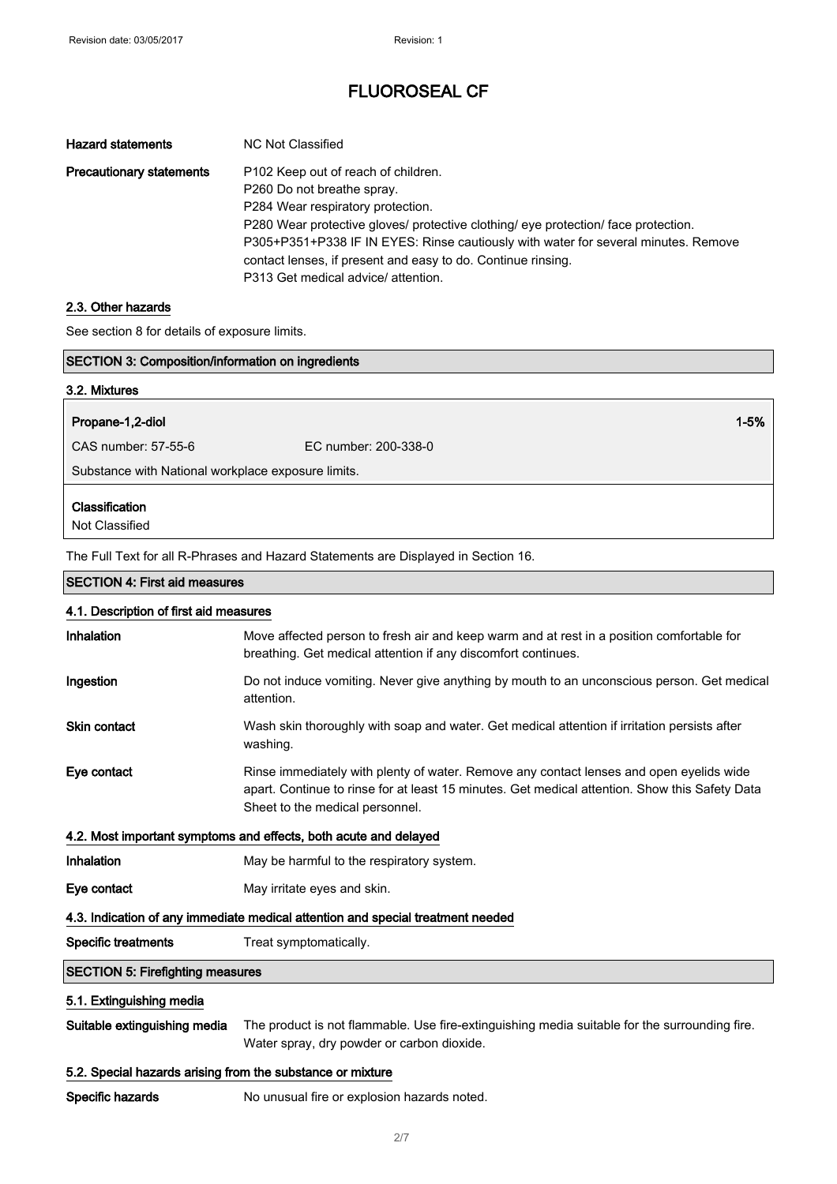| | |
|---|---|
| **Hazard statements** | NC Not Classified |
| **Precautionary statements** | P102 Keep out of reach of children.<br>P260 Do not breathe spray.<br>P284 Wear respiratory protection.<br>P280 Wear protective gloves/ protective clothing/ eye protection/ face protection.<br>P305+P351+P338 IF IN EYES: Rinse cautiously with water for several minutes. Remove contact lenses, if present and easy to do. Continue rinsing.<br>P313 Get medical advice/ attention. |

### 2.3. Other hazards

See section 8 for details of exposure limits.

## SECTION 3: Composition/information on ingredients

### 3.2. Mixtures

**Propane-1,2-diol** **1-5%**

CAS number: 57-55-6 EC number: 200-338-0

Substance with National workplace exposure limits.

**Classification**
Not Classified

The Full Text for all R-Phrases and Hazard Statements are Displayed in Section 16.

## SECTION 4: First aid measures

### 4.1. Description of first aid measures

| | |
|---|---|
| **Inhalation** | Move affected person to fresh air and keep warm and at rest in a position comfortable for breathing. Get medical attention if any discomfort continues. |
| **Ingestion** | Do not induce vomiting. Never give anything by mouth to an unconscious person. Get medical attention. |
| **Skin contact** | Wash skin thoroughly with soap and water. Get medical attention if irritation persists after washing. |
| **Eye contact** | Rinse immediately with plenty of water. Remove any contact lenses and open eyelids wide apart. Continue to rinse for at least 15 minutes. Get medical attention. Show this Safety Data Sheet to the medical personnel. |

### 4.2. Most important symptoms and effects, both acute and delayed

| | |
|---|---|
| **Inhalation** | May be harmful to the respiratory system. |
| **Eye contact** | May irritate eyes and skin. |

### 4.3. Indication of any immediate medical attention and special treatment needed

| | |
|---|---|
| **Specific treatments** | Treat symptomatically. |

## SECTION 5: Firefighting measures

### 5.1. Extinguishing media

| | |
|---|---|
| **Suitable extinguishing media** | The product is not flammable. Use fire-extinguishing media suitable for the surrounding fire. Water spray, dry powder or carbon dioxide. |

### 5.2. Special hazards arising from the substance or mixture

| | |
|---|---|
| **Specific hazards** | No unusual fire or explosion hazards noted. |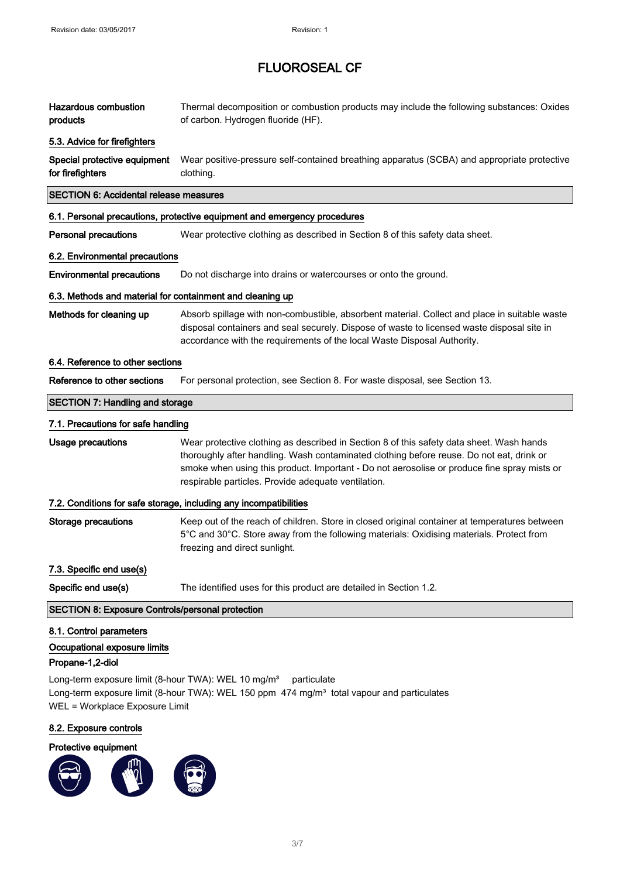# FLUOROSEAL CF

| | |
|---|---|
| **Hazardous combustion products** | Thermal decomposition or combustion products may include the following substances: Oxides of carbon. Hydrogen fluoride (HF). |

### 5.3. Advice for firefighters

| | |
|---|---|
| **Special protective equipment for firefighters** | Wear positive-pressure self-contained breathing apparatus (SCBA) and appropriate protective clothing. |

## SECTION 6: Accidental release measures

### 6.1. Personal precautions, protective equipment and emergency procedures

| | |
|---|---|
| **Personal precautions** | Wear protective clothing as described in Section 8 of this safety data sheet. |

### 6.2. Environmental precautions

| | |
|---|---|
| **Environmental precautions** | Do not discharge into drains or watercourses or onto the ground. |

### 6.3. Methods and material for containment and cleaning up

| | |
|---|---|
| **Methods for cleaning up** | Absorb spillage with non-combustible, absorbent material. Collect and place in suitable waste disposal containers and seal securely. Dispose of waste to licensed waste disposal site in accordance with the requirements of the local Waste Disposal Authority. |

### 6.4. Reference to other sections

| | |
|---|---|
| **Reference to other sections** | For personal protection, see Section 8. For waste disposal, see Section 13. |

## SECTION 7: Handling and storage

### 7.1. Precautions for safe handling

| | |
|---|---|
| **Usage precautions** | Wear protective clothing as described in Section 8 of this safety data sheet. Wash hands thoroughly after handling. Wash contaminated clothing before reuse. Do not eat, drink or smoke when using this product. Important - Do not aerosolise or produce fine spray mists or respirable particles. Provide adequate ventilation. |

### 7.2. Conditions for safe storage, including any incompatibilities

| | |
|---|---|
| **Storage precautions** | Keep out of the reach of children. Store in closed original container at temperatures between 5°C and 30°C. Store away from the following materials: Oxidising materials. Protect from freezing and direct sunlight. |

### 7.3. Specific end use(s)

| | |
|---|---|
| **Specific end use(s)** | The identified uses for this product are detailed in Section 1.2. |

## SECTION 8: Exposure Controls/personal protection

### 8.1. Control parameters

**Occupational exposure limits**

**Propane-1,2-diol**

Long-term exposure limit (8-hour TWA): WEL 10 mg/m³ particulate
Long-term exposure limit (8-hour TWA): WEL 150 ppm 474 mg/m³ total vapour and particulates
WEL = Workplace Exposure Limit

### 8.2. Exposure controls

**Protective equipment**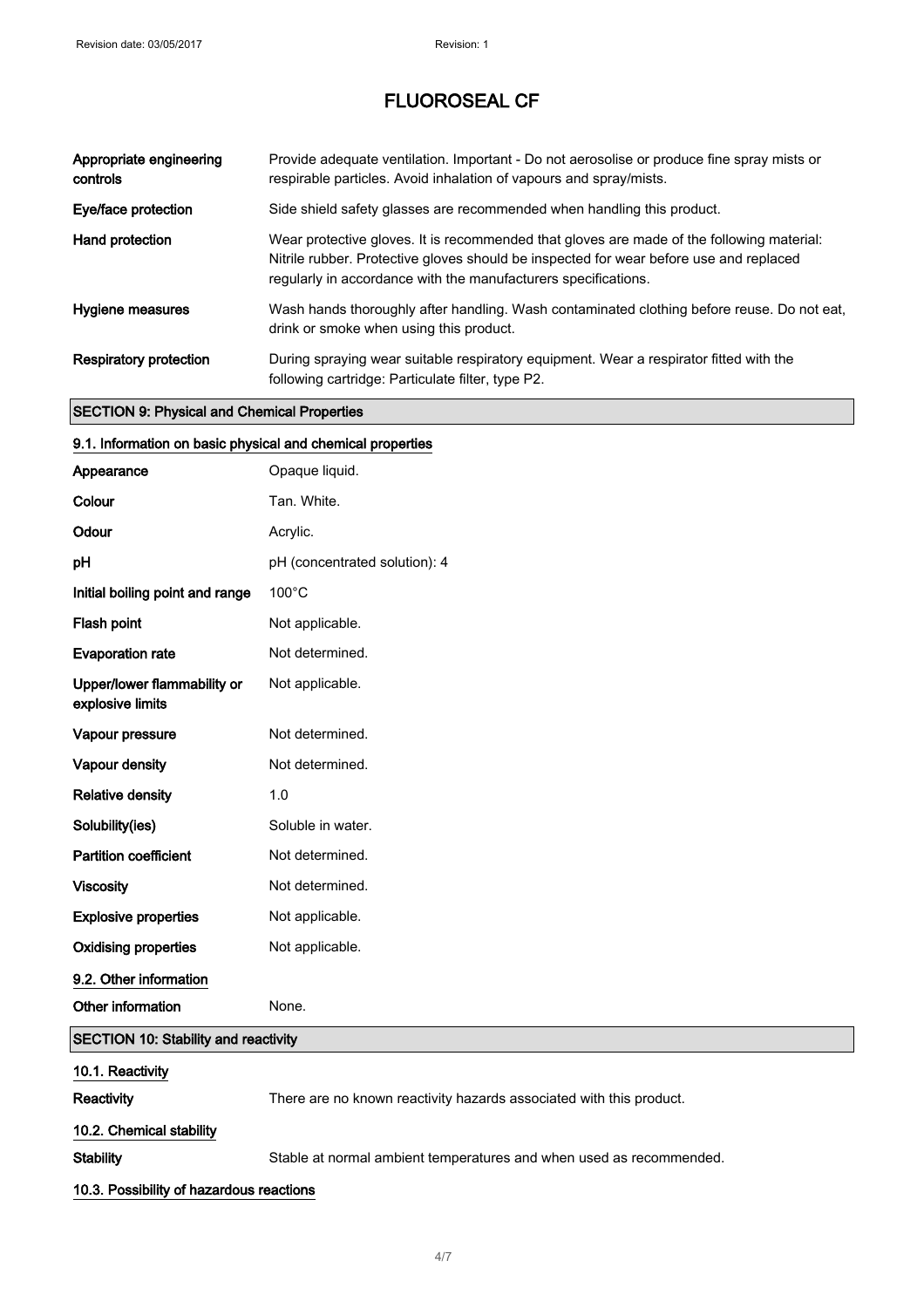| | |
|---|---|
| **Appropriate engineering controls** | Provide adequate ventilation. Important - Do not aerosolise or produce fine spray mists or respirable particles. Avoid inhalation of vapours and spray/mists. |
| **Eye/face protection** | Side shield safety glasses are recommended when handling this product. |
| **Hand protection** | Wear protective gloves. It is recommended that gloves are made of the following material: Nitrile rubber. Protective gloves should be inspected for wear before use and replaced regularly in accordance with the manufacturers specifications. |
| **Hygiene measures** | Wash hands thoroughly after handling. Wash contaminated clothing before reuse. Do not eat, drink or smoke when using this product. |
| **Respiratory protection** | During spraying wear suitable respiratory equipment. Wear a respirator fitted with the following cartridge: Particulate filter, type P2. |

## SECTION 9: Physical and Chemical Properties

### 9.1. Information on basic physical and chemical properties

| | |
|---|---|
| **Appearance** | Opaque liquid. |
| **Colour** | Tan. White. |
| **Odour** | Acrylic. |
| **pH** | pH (concentrated solution): 4 |
| **Initial boiling point and range** | 100°C |
| **Flash point** | Not applicable. |
| **Evaporation rate** | Not determined. |
| **Upper/lower flammability or explosive limits** | Not applicable. |
| **Vapour pressure** | Not determined. |
| **Vapour density** | Not determined. |
| **Relative density** | 1.0 |
| **Solubility(ies)** | Soluble in water. |
| **Partition coefficient** | Not determined. |
| **Viscosity** | Not determined. |
| **Explosive properties** | Not applicable. |
| **Oxidising properties** | Not applicable. |

### 9.2. Other information

| | |
|---|---|
| **Other information** | None. |

## SECTION 10: Stability and reactivity

### 10.1. Reactivity

| | |
|---|---|
| **Reactivity** | There are no known reactivity hazards associated with this product. |

### 10.2. Chemical stability

| | |
|---|---|
| **Stability** | Stable at normal ambient temperatures and when used as recommended. |

### 10.3. Possibility of hazardous reactions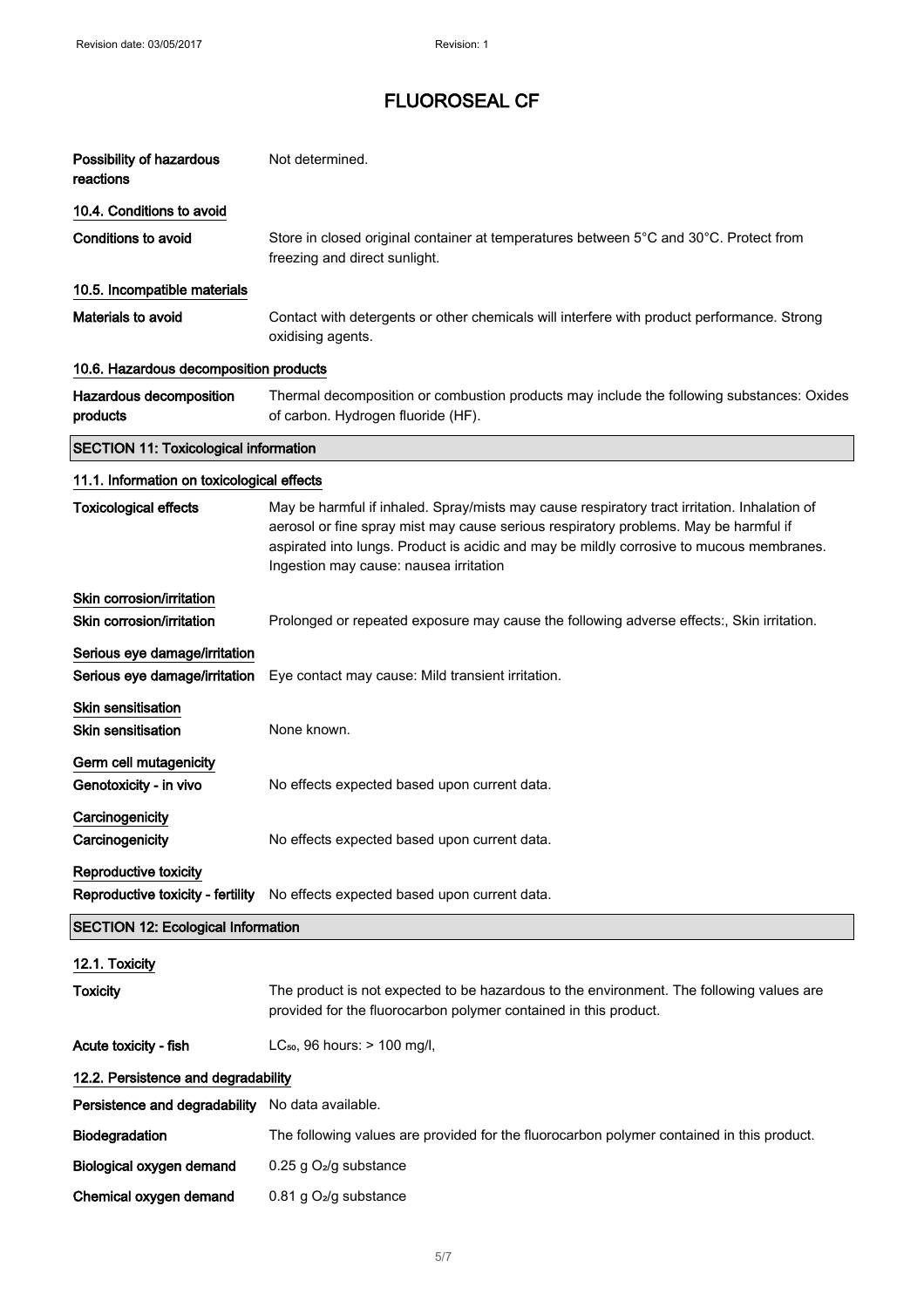# FLUOROSEAL CF

| | |
|---|---|
| **Possibility of hazardous reactions** | Not determined. |

### 10.4. Conditions to avoid

| | |
|---|---|
| **Conditions to avoid** | Store in closed original container at temperatures between 5°C and 30°C. Protect from freezing and direct sunlight. |

### 10.5. Incompatible materials

| | |
|---|---|
| **Materials to avoid** | Contact with detergents or other chemicals will interfere with product performance. Strong oxidising agents. |

### 10.6. Hazardous decomposition products

| | |
|---|---|
| **Hazardous decomposition products** | Thermal decomposition or combustion products may include the following substances: Oxides of carbon. Hydrogen fluoride (HF). |

## SECTION 11: Toxicological information

### 11.1. Information on toxicological effects

| | |
|---|---|
| **Toxicological effects** | May be harmful if inhaled. Spray/mists may cause respiratory tract irritation. Inhalation of aerosol or fine spray mist may cause serious respiratory problems. May be harmful if aspirated into lungs. Product is acidic and may be mildly corrosive to mucous membranes. Ingestion may cause: nausea irritation |

#### Skin corrosion/irritation

| | |
|---|---|
| **Skin corrosion/irritation** | Prolonged or repeated exposure may cause the following adverse effects:, Skin irritation. |

#### Serious eye damage/irritation

| | |
|---|---|
| **Serious eye damage/irritation** | Eye contact may cause: Mild transient irritation. |

#### Skin sensitisation

| | |
|---|---|
| **Skin sensitisation** | None known. |

#### Germ cell mutagenicity

| | |
|---|---|
| **Genotoxicity - in vivo** | No effects expected based upon current data. |

#### Carcinogenicity

| | |
|---|---|
| **Carcinogenicity** | No effects expected based upon current data. |

#### Reproductive toxicity

| | |
|---|---|
| **Reproductive toxicity - fertility** | No effects expected based upon current data. |

## SECTION 12: Ecological Information

### 12.1. Toxicity

| | |
|---|---|
| **Toxicity** | The product is not expected to be hazardous to the environment. The following values are provided for the fluorocarbon polymer contained in this product. |
| **Acute toxicity - fish** | $LC_{50}$, 96 hours: > 100 mg/l, |

### 12.2. Persistence and degradability

| | |
|---|---|
| **Persistence and degradability** | No data available. |
| **Biodegradation** | The following values are provided for the fluorocarbon polymer contained in this product. |
| **Biological oxygen demand** | 0.25 g $O_2$/g substance |
| **Chemical oxygen demand** | 0.81 g $O_2$/g substance |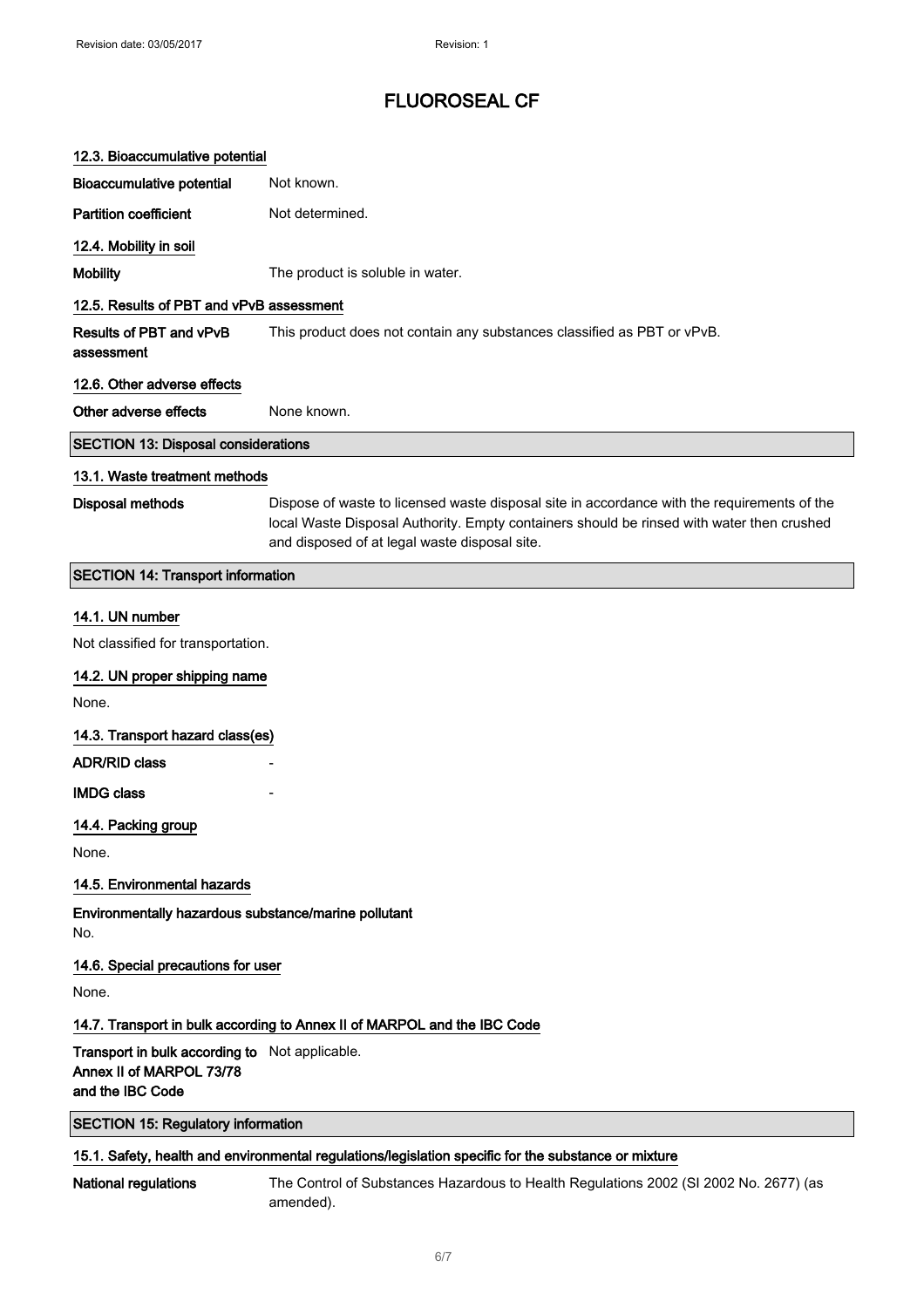# FLUOROSEAL CF

### 12.3. Bioaccumulative potential

**Bioaccumulative potential** Not known.

**Partition coefficient** Not determined.

### 12.4. Mobility in soil

**Mobility** The product is soluble in water.

### 12.5. Results of PBT and vPvB assessment

**Results of PBT and vPvB assessment** This product does not contain any substances classified as PBT or vPvB.

### 12.6. Other adverse effects

**Other adverse effects** None known.

## SECTION 13: Disposal considerations

### 13.1. Waste treatment methods

**Disposal methods** Dispose of waste to licensed waste disposal site in accordance with the requirements of the local Waste Disposal Authority. Empty containers should be rinsed with water then crushed and disposed of at legal waste disposal site.

## SECTION 14: Transport information

### 14.1. UN number

Not classified for transportation.

### 14.2. UN proper shipping name

None.

### 14.3. Transport hazard class(es)

**ADR/RID class** -

**IMDG class** -

### 14.4. Packing group

None.

### 14.5. Environmental hazards

**Environmentally hazardous substance/marine pollutant**
No.

### 14.6. Special precautions for user

None.

### 14.7. Transport in bulk according to Annex II of MARPOL and the IBC Code

**Transport in bulk according to Annex II of MARPOL 73/78 and the IBC Code** Not applicable.

## SECTION 15: Regulatory information

### 15.1. Safety, health and environmental regulations/legislation specific for the substance or mixture

**National regulations** The Control of Substances Hazardous to Health Regulations 2002 (SI 2002 No. 2677) (as amended).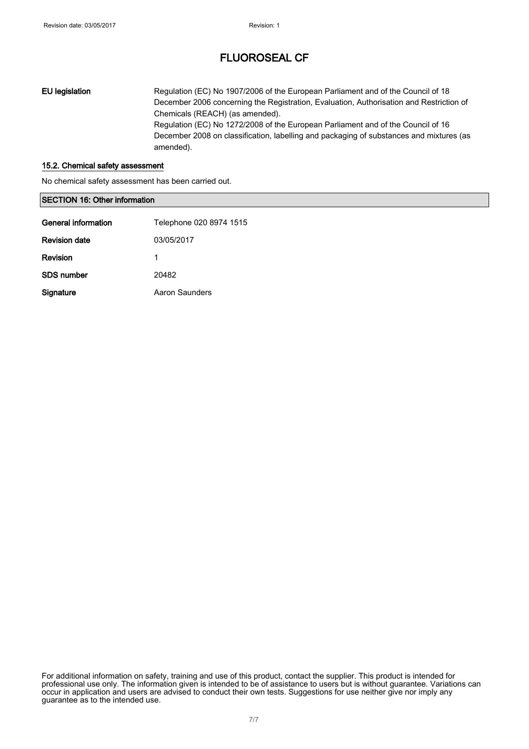# FLUOROSEAL CF

| | |
|---|---|
| **EU legislation** | Regulation (EC) No 1907/2006 of the European Parliament and of the Council of 18 December 2006 concerning the Registration, Evaluation, Authorisation and Restriction of Chemicals (REACH) (as amended). Regulation (EC) No 1272/2008 of the European Parliament and of the Council of 16 December 2008 on classification, labelling and packaging of substances and mixtures (as amended). |

### 15.2. Chemical safety assessment

No chemical safety assessment has been carried out.

## SECTION 16: Other information

| | |
|---|---|
| **General information** | Telephone 020 8974 1515 |
| **Revision date** | 03/05/2017 |
| **Revision** | 1 |
| **SDS number** | 20482 |
| **Signature** | Aaron Saunders |

For additional information on safety, training and use of this product, contact the supplier. This product is intended for professional use only. The information given is intended to be of assistance to users but is without guarantee. Variations can occur in application and users are advised to conduct their own tests. Suggestions for use neither give nor imply any guarantee as to the intended use.